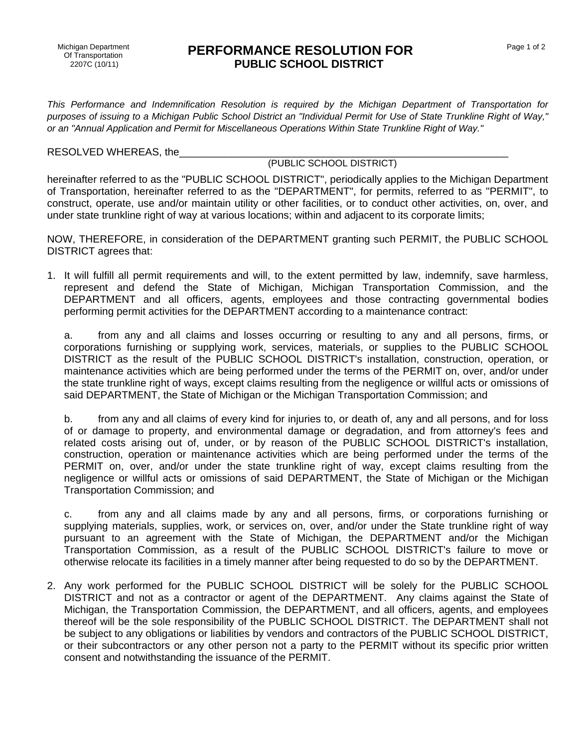Michigan Department
Of Transportation
2207C (10/11)

# PERFORMANCE RESOLUTION FOR
## PUBLIC SCHOOL DISTRICT

*This Performance and Indemnification Resolution is required by the Michigan Department of Transportation for purposes of issuing to a Michigan Public School District an "Individual Permit for Use of State Trunkline Right of Way," or an "Annual Application and Permit for Miscellaneous Operations Within State Trunkline Right of Way."*

RESOLVED WHEREAS, the_____________________________________________________________
(PUBLIC SCHOOL DISTRICT)

hereinafter referred to as the "PUBLIC SCHOOL DISTRICT", periodically applies to the Michigan Department of Transportation, hereinafter referred to as the "DEPARTMENT", for permits, referred to as "PERMIT", to construct, operate, use and/or maintain utility or other facilities, or to conduct other activities, on, over, and under state trunkline right of way at various locations; within and adjacent to its corporate limits;

NOW, THEREFORE, in consideration of the DEPARTMENT granting such PERMIT, the PUBLIC SCHOOL DISTRICT agrees that:

1. It will fulfill all permit requirements and will, to the extent permitted by law, indemnify, save harmless, represent and defend the State of Michigan, Michigan Transportation Commission, and the DEPARTMENT and all officers, agents, employees and those contracting governmental bodies performing permit activities for the DEPARTMENT according to a maintenance contract:

   a. from any and all claims and losses occurring or resulting to any and all persons, firms, or corporations furnishing or supplying work, services, materials, or supplies to the PUBLIC SCHOOL DISTRICT as the result of the PUBLIC SCHOOL DISTRICT's installation, construction, operation, or maintenance activities which are being performed under the terms of the PERMIT on, over, and/or under the state trunkline right of ways, except claims resulting from the negligence or willful acts or omissions of said DEPARTMENT, the State of Michigan or the Michigan Transportation Commission; and

   b. from any and all claims of every kind for injuries to, or death of, any and all persons, and for loss of or damage to property, and environmental damage or degradation, and from attorney's fees and related costs arising out of, under, or by reason of the PUBLIC SCHOOL DISTRICT's installation, construction, operation or maintenance activities which are being performed under the terms of the PERMIT on, over, and/or under the state trunkline right of way, except claims resulting from the negligence or willful acts or omissions of said DEPARTMENT, the State of Michigan or the Michigan Transportation Commission; and

   c. from any and all claims made by any and all persons, firms, or corporations furnishing or supplying materials, supplies, work, or services on, over, and/or under the State trunkline right of way pursuant to an agreement with the State of Michigan, the DEPARTMENT and/or the Michigan Transportation Commission, as a result of the PUBLIC SCHOOL DISTRICT's failure to move or otherwise relocate its facilities in a timely manner after being requested to do so by the DEPARTMENT.

2. Any work performed for the PUBLIC SCHOOL DISTRICT will be solely for the PUBLIC SCHOOL DISTRICT and not as a contractor or agent of the DEPARTMENT. Any claims against the State of Michigan, the Transportation Commission, the DEPARTMENT, and all officers, agents, and employees thereof will be the sole responsibility of the PUBLIC SCHOOL DISTRICT. The DEPARTMENT shall not be subject to any obligations or liabilities by vendors and contractors of the PUBLIC SCHOOL DISTRICT, or their subcontractors or any other person not a party to the PERMIT without its specific prior written consent and notwithstanding the issuance of the PERMIT.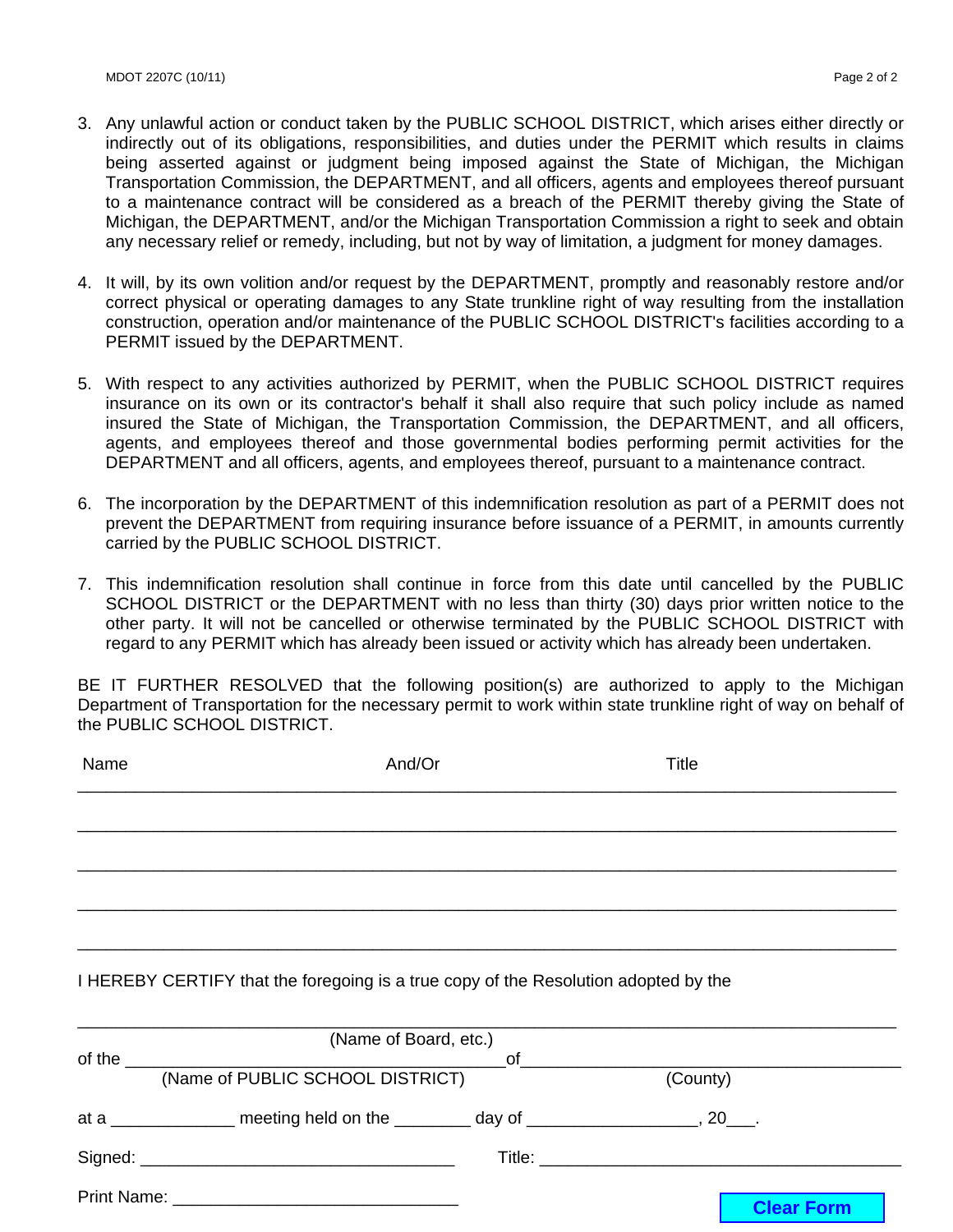3. Any unlawful action or conduct taken by the PUBLIC SCHOOL DISTRICT, which arises either directly or indirectly out of its obligations, responsibilities, and duties under the PERMIT which results in claims being asserted against or judgment being imposed against the State of Michigan, the Michigan Transportation Commission, the DEPARTMENT, and all officers, agents and employees thereof pursuant to a maintenance contract will be considered as a breach of the PERMIT thereby giving the State of Michigan, the DEPARTMENT, and/or the Michigan Transportation Commission a right to seek and obtain any necessary relief or remedy, including, but not by way of limitation, a judgment for money damages.

4. It will, by its own volition and/or request by the DEPARTMENT, promptly and reasonably restore and/or correct physical or operating damages to any State trunkline right of way resulting from the installation construction, operation and/or maintenance of the PUBLIC SCHOOL DISTRICT's facilities according to a PERMIT issued by the DEPARTMENT.

5. With respect to any activities authorized by PERMIT, when the PUBLIC SCHOOL DISTRICT requires insurance on its own or its contractor's behalf it shall also require that such policy include as named insured the State of Michigan, the Transportation Commission, the DEPARTMENT, and all officers, agents, and employees thereof and those governmental bodies performing permit activities for the DEPARTMENT and all officers, agents, and employees thereof, pursuant to a maintenance contract.

6. The incorporation by the DEPARTMENT of this indemnification resolution as part of a PERMIT does not prevent the DEPARTMENT from requiring insurance before issuance of a PERMIT, in amounts currently carried by the PUBLIC SCHOOL DISTRICT.

7. This indemnification resolution shall continue in force from this date until cancelled by the PUBLIC SCHOOL DISTRICT or the DEPARTMENT with no less than thirty (30) days prior written notice to the other party. It will not be cancelled or otherwise terminated by the PUBLIC SCHOOL DISTRICT with regard to any PERMIT which has already been issued or activity which has already been undertaken.

BE IT FURTHER RESOLVED that the following position(s) are authorized to apply to the Michigan Department of Transportation for the necessary permit to work within state trunkline right of way on behalf of the PUBLIC SCHOOL DISTRICT.

| Name | And/Or | Title |
|---|---|---|
| | | |
| | | |
| | | |
| | | |
| | | |

I HEREBY CERTIFY that the foregoing is a true copy of the Resolution adopted by the

______________________________________________________________
(Name of Board, etc.)

of the ______________________________________ of ______________________________________
(Name of PUBLIC SCHOOL DISTRICT) (County)

at a _____________ meeting held on the ________ day of _________________, 20___.

Signed: ________________________________ Title: ______________________________________

Print Name: ____________________________

Clear Form